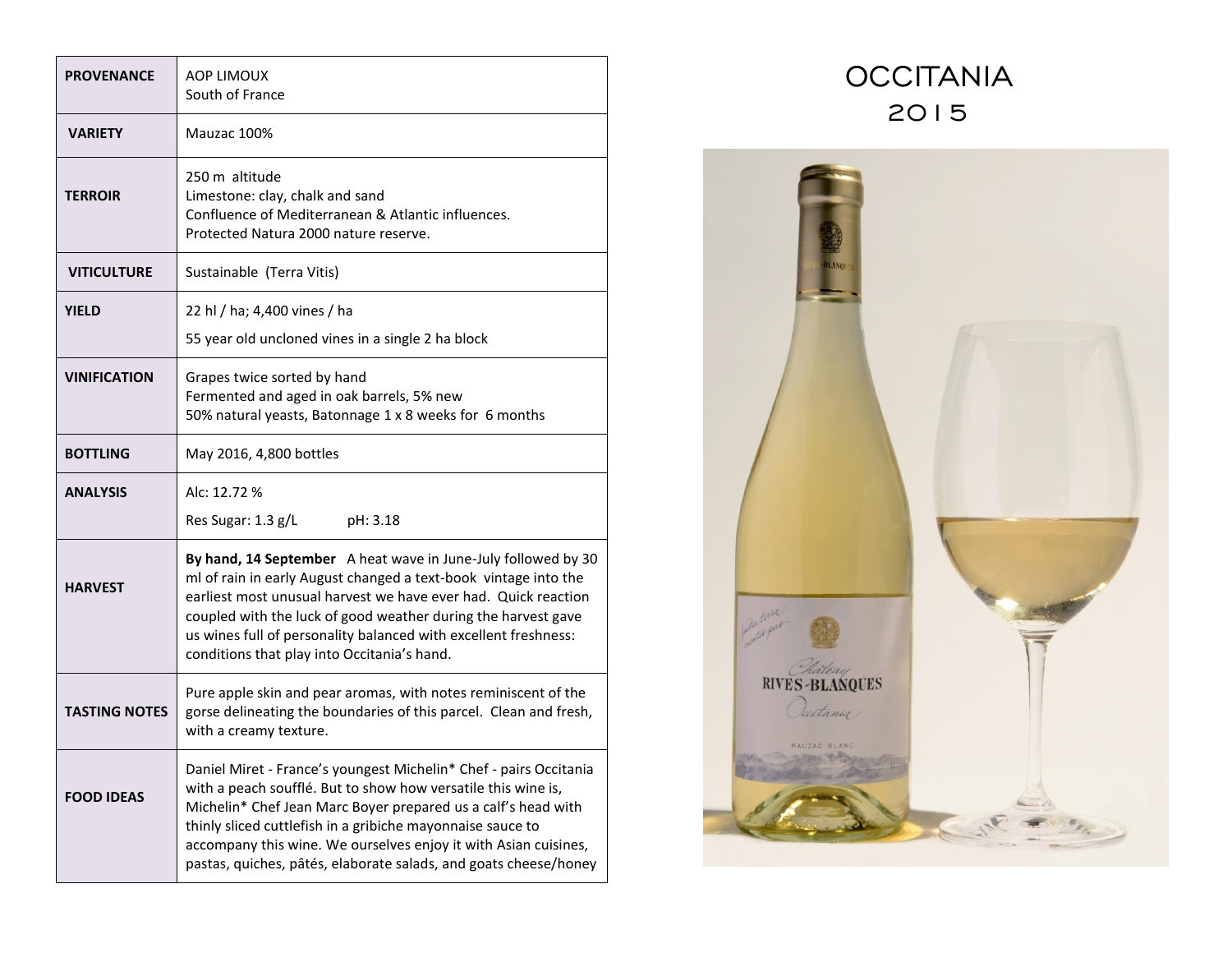# OCCITANIA
## 2015

| | |
|---|---|
| **PROVENANCE** | AOP LIMOUX<br>South of France |
| **VARIETY** | Mauzac 100% |
| **TERROIR** | 250 m altitude<br>Limestone: clay, chalk and sand<br>Confluence of Mediterranean & Atlantic influences.<br>Protected Natura 2000 nature reserve. |
| **VITICULTURE** | Sustainable (Terra Vitis) |
| **YIELD** | 22 hl / ha; 4,400 vines / ha<br>55 year old uncloned vines in a single 2 ha block |
| **VINIFICATION** | Grapes twice sorted by hand<br>Fermented and aged in oak barrels, 5% new<br>50% natural yeasts, Batonnage 1 x 8 weeks for 6 months |
| **BOTTLING** | May 2016, 4,800 bottles |
| **ANALYSIS** | Alc: 12.72 %<br>Res Sugar: 1.3 g/L pH: 3.18 |
| **HARVEST** | **By hand, 14 September** A heat wave in June-July followed by 30 ml of rain in early August changed a text-book vintage into the earliest most unusual harvest we have ever had. Quick reaction coupled with the luck of good weather during the harvest gave us wines full of personality balanced with excellent freshness: conditions that play into Occitania's hand. |
| **TASTING NOTES** | Pure apple skin and pear aromas, with notes reminiscent of the gorse delineating the boundaries of this parcel. Clean and fresh, with a creamy texture. |
| **FOOD IDEAS** | Daniel Miret - France's youngest Michelin* Chef - pairs Occitania with a peach soufflé. But to show how versatile this wine is, Michelin* Chef Jean Marc Boyer prepared us a calf's head with thinly sliced cuttlefish in a gribiche mayonnaise sauce to accompany this wine. We ourselves enjoy it with Asian cuisines, pastas, quiches, pâtés, elaborate salads, and goats cheese/honey |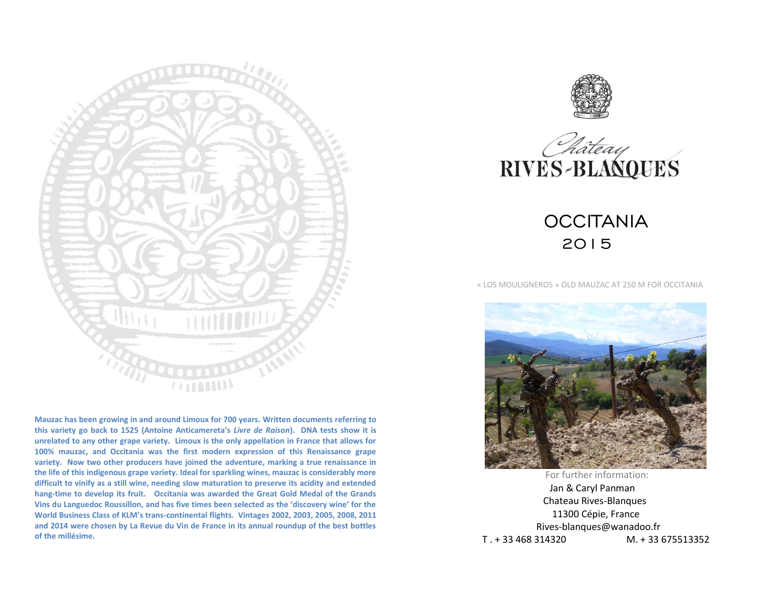**Mauzac has been growing in and around Limoux for 700 years. Written documents referring to this variety go back to 1525 (Antoine Anticamereta's *Livre de Raison*). DNA tests show it is unrelated to any other grape variety. Limoux is the only appellation in France that allows for 100% mauzac, and Occitania was the first modern expression of this Renaissance grape variety. Now two other producers have joined the adventure, marking a true renaissance in the life of this indigenous grape variety. Ideal for sparkling wines, mauzac is considerably more difficult to vinify as a still wine, needing slow maturation to preserve its acidity and extended hang-time to develop its fruit. Occitania was awarded the Great Gold Medal of the Grands Vins du Languedoc Roussillon, and has five times been selected as the 'discovery wine' for the World Business Class of KLM's trans-continental flights. Vintages 2002, 2003, 2005, 2008, 2011 and 2014 were chosen by La Revue du Vin de France in its annual roundup of the best bottles of the millésime.**

Château RIVES-BLANQUES

# OCCITANIA
## 2015

« LOS MOULIGNEROS » OLD MAUZAC AT 250 M FOR OCCITANIA

For further information:
Jan & Caryl Panman
Chateau Rives-Blanques
11300 Cépie, France
Rives-blanques@wanadoo.fr
T . + 33 468 314320 M. + 33 675513352